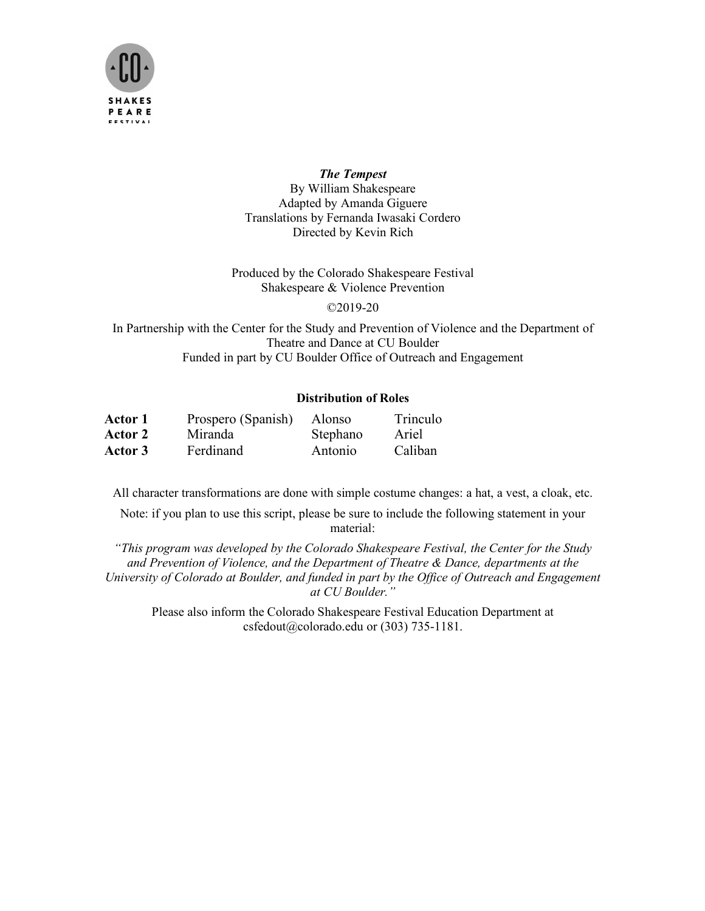***The Tempest***

By William Shakespeare
Adapted by Amanda Giguere
Translations by Fernanda Iwasaki Cordero
Directed by Kevin Rich

Produced by the Colorado Shakespeare Festival
Shakespeare & Violence Prevention

©2019-20

In Partnership with the Center for the Study and Prevention of Violence and the Department of Theatre and Dance at CU Boulder
Funded in part by CU Boulder Office of Outreach and Engagement

**Distribution of Roles**

| | | | |
|---|---|---|---|
| **Actor 1** | Prospero (Spanish) | Alonso | Trinculo |
| **Actor 2** | Miranda | Stephano | Ariel |
| **Actor 3** | Ferdinand | Antonio | Caliban |

All character transformations are done with simple costume changes: a hat, a vest, a cloak, etc.

Note: if you plan to use this script, please be sure to include the following statement in your material:

*"This program was developed by the Colorado Shakespeare Festival, the Center for the Study and Prevention of Violence, and the Department of Theatre & Dance, departments at the University of Colorado at Boulder, and funded in part by the Office of Outreach and Engagement at CU Boulder."*

Please also inform the Colorado Shakespeare Festival Education Department at csfedout@colorado.edu or (303) 735-1181.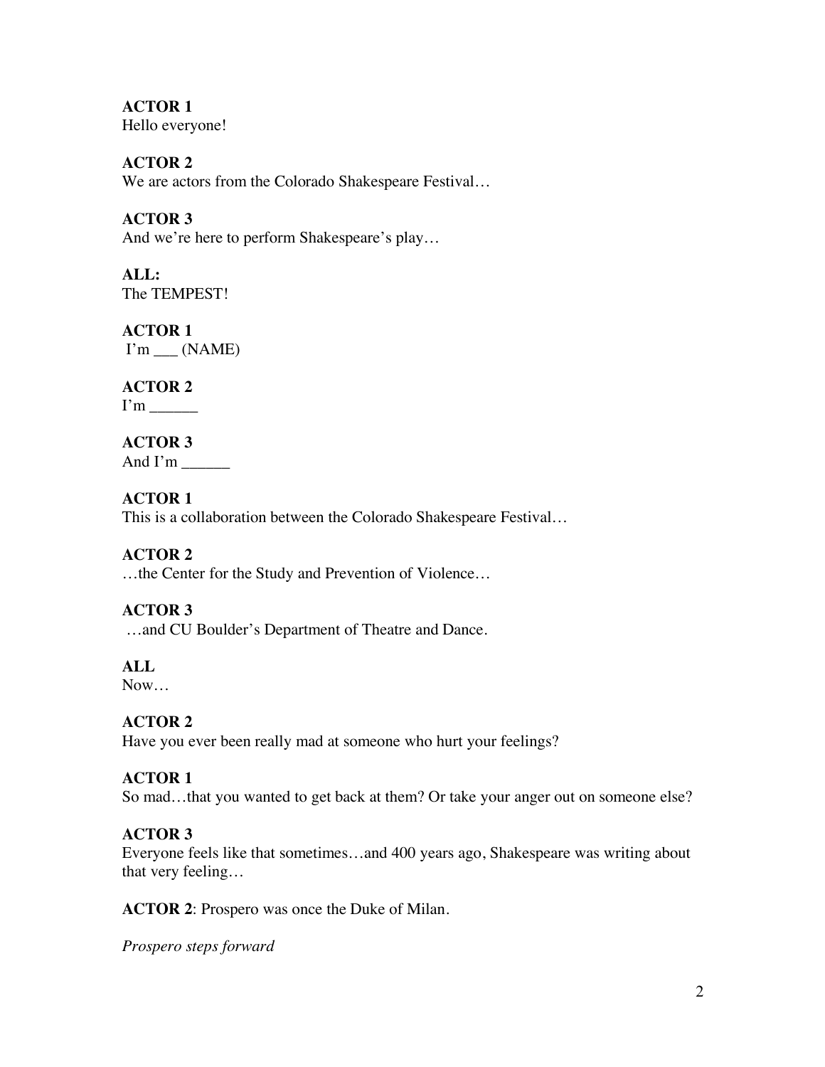**ACTOR 1**
Hello everyone!

**ACTOR 2**
We are actors from the Colorado Shakespeare Festival…

**ACTOR 3**
And we're here to perform Shakespeare's play…

**ALL:**
The TEMPEST!

**ACTOR 1**
I'm ___ (NAME)

**ACTOR 2**
I'm ______

**ACTOR 3**
And I'm ______

**ACTOR 1**
This is a collaboration between the Colorado Shakespeare Festival…

**ACTOR 2**
…the Center for the Study and Prevention of Violence…

**ACTOR 3**
…and CU Boulder's Department of Theatre and Dance.

**ALL**
Now…

**ACTOR 2**
Have you ever been really mad at someone who hurt your feelings?

**ACTOR 1**
So mad…that you wanted to get back at them? Or take your anger out on someone else?

**ACTOR 3**
Everyone feels like that sometimes…and 400 years ago, Shakespeare was writing about that very feeling…

**ACTOR 2**: Prospero was once the Duke of Milan.

*Prospero steps forward*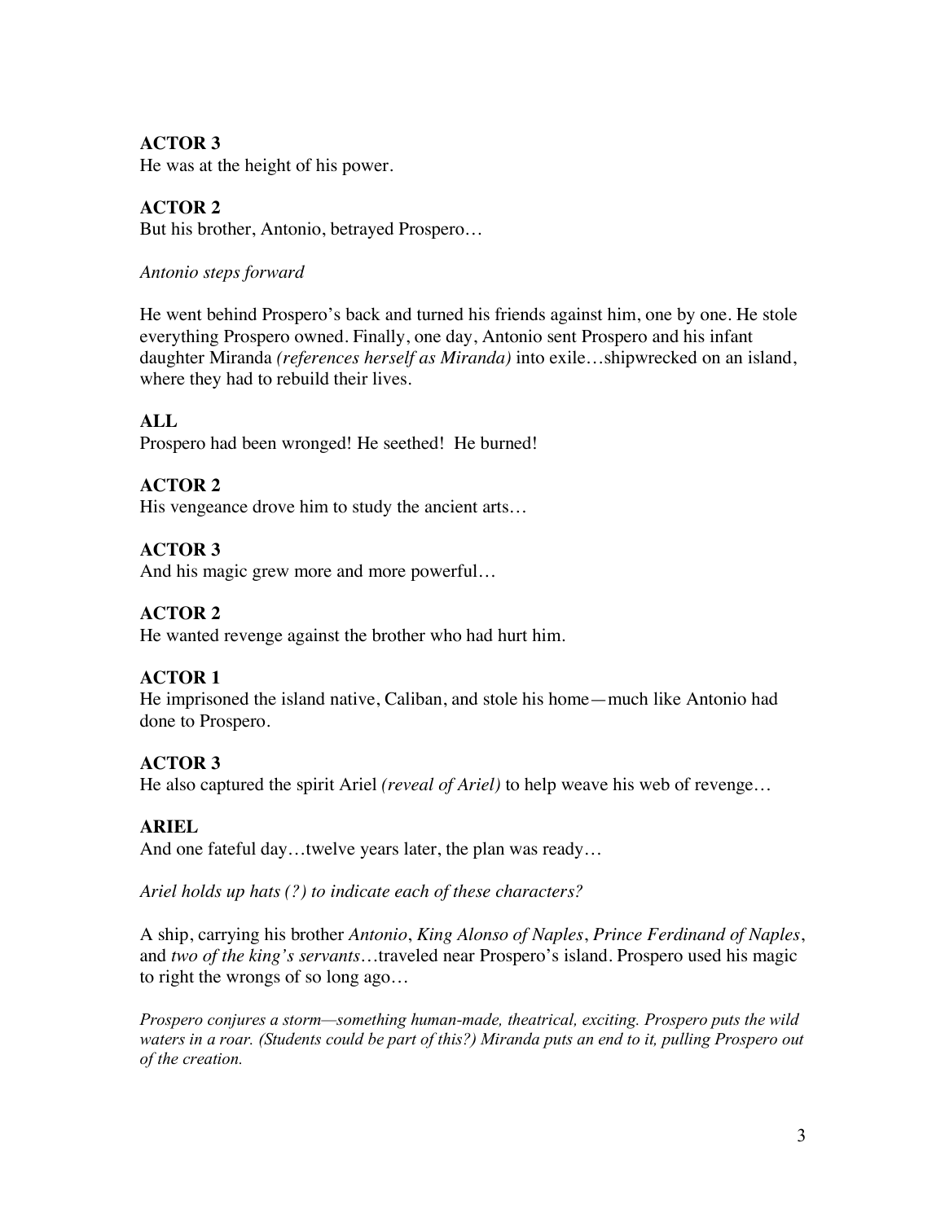**ACTOR 3**
He was at the height of his power.

**ACTOR 2**
But his brother, Antonio, betrayed Prospero…

*Antonio steps forward*

He went behind Prospero's back and turned his friends against him, one by one. He stole everything Prospero owned. Finally, one day, Antonio sent Prospero and his infant daughter Miranda *(references herself as Miranda)* into exile…shipwrecked on an island, where they had to rebuild their lives.

**ALL**
Prospero had been wronged! He seethed! He burned!

**ACTOR 2**
His vengeance drove him to study the ancient arts…

**ACTOR 3**
And his magic grew more and more powerful…

**ACTOR 2**
He wanted revenge against the brother who had hurt him.

**ACTOR 1**
He imprisoned the island native, Caliban, and stole his home—much like Antonio had done to Prospero.

**ACTOR 3**
He also captured the spirit Ariel *(reveal of Ariel)* to help weave his web of revenge…

**ARIEL**
And one fateful day…twelve years later, the plan was ready…

*Ariel holds up hats (?) to indicate each of these characters?*

A ship, carrying his brother *Antonio*, *King Alonso of Naples*, *Prince Ferdinand of Naples*, and *two of the king's servants*…traveled near Prospero's island. Prospero used his magic to right the wrongs of so long ago…

*Prospero conjures a storm—something human-made, theatrical, exciting. Prospero puts the wild waters in a roar. (Students could be part of this?) Miranda puts an end to it, pulling Prospero out of the creation.*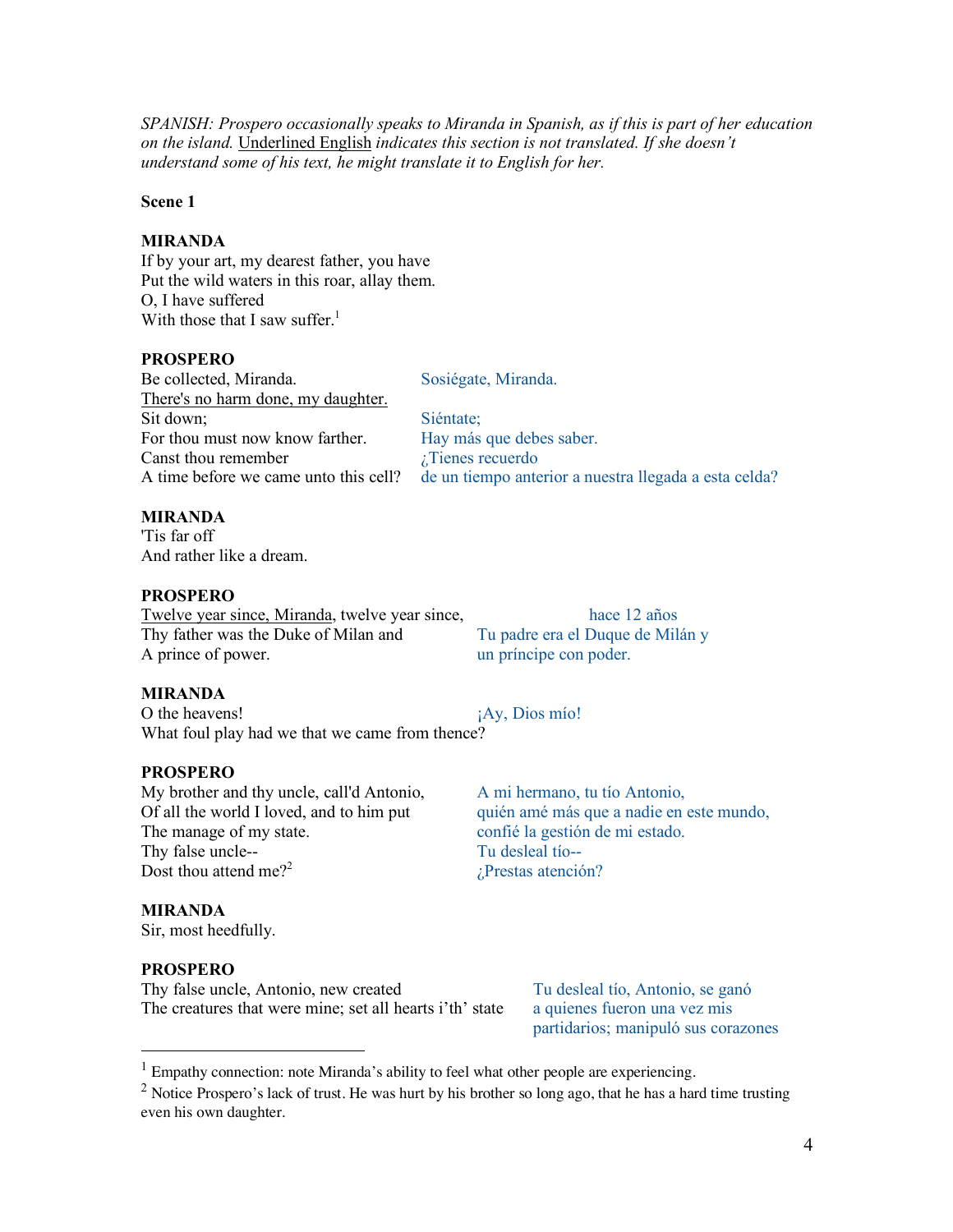*SPANISH: Prospero occasionally speaks to Miranda in Spanish, as if this is part of her education on the island.* <u>Underlined English</u> *indicates this section is not translated. If she doesn't understand some of his text, he might translate it to English for her.*

**Scene 1**

**MIRANDA**
If by your art, my dearest father, you have
Put the wild waters in this roar, allay them.
O, I have suffered
With those that I saw suffer.[1]

**PROSPERO**

| | |
|---|---|
| Be collected, Miranda. | Sosiégate, Miranda. |
| <u>There's no harm done, my daughter.</u> | |
| Sit down; | Siéntate; |
| For thou must now know farther. | Hay más que debes saber. |
| Canst thou remember | ¿Tienes recuerdo |
| A time before we came unto this cell? | de un tiempo anterior a nuestra llegada a esta celda? |

**MIRANDA**
'Tis far off
And rather like a dream.

**PROSPERO**

| | |
|---|---|
| <u>Twelve year since, Miranda</u>, twelve year since, | hace 12 años |
| Thy father was the Duke of Milan and | Tu padre era el Duque de Milán y |
| A prince of power. | un príncipe con poder. |

**MIRANDA**

| | |
|---|---|
| O the heavens! | ¡Ay, Dios mío! |
| What foul play had we that we came from thence? | |

**PROSPERO**

| | |
|---|---|
| My brother and thy uncle, call'd Antonio, | A mi hermano, tu tío Antonio, |
| Of all the world I loved, and to him put | quién amé más que a nadie en este mundo, |
| The manage of my state. | confié la gestión de mi estado. |
| Thy false uncle-- | Tu desleal tío-- |
| Dost thou attend me?[2] | ¿Prestas atención? |

**MIRANDA**
Sir, most heedfully.

**PROSPERO**

| | |
|---|---|
| Thy false uncle, Antonio, new created | Tu desleal tío, Antonio, se ganó |
| The creatures that were mine; set all hearts i'th' state | a quienes fueron una vez mis partidarios; manipuló sus corazones |

---

[1] Empathy connection: note Miranda's ability to feel what other people are experiencing.

[2] Notice Prospero's lack of trust. He was hurt by his brother so long ago, that he has a hard time trusting even his own daughter.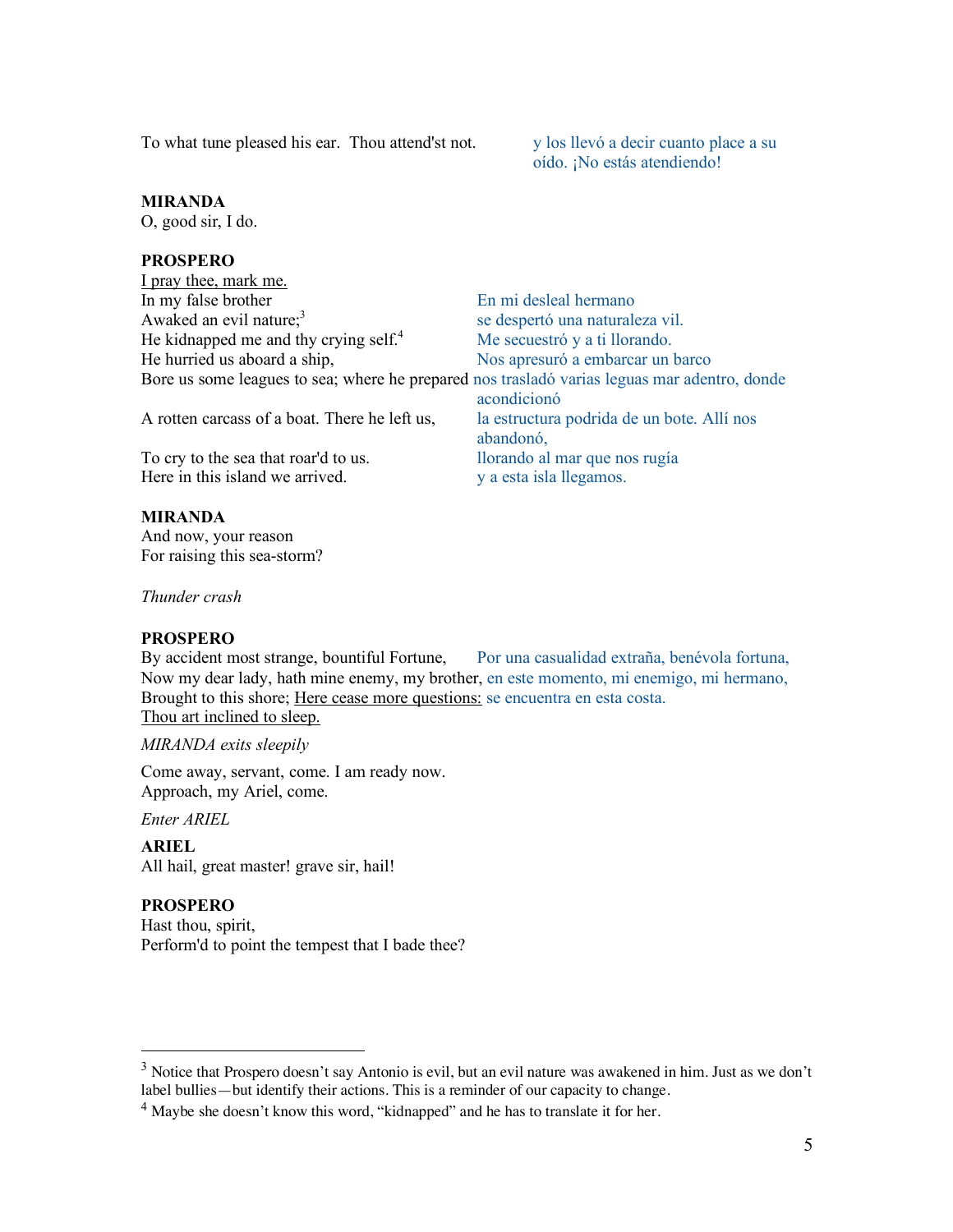| | |
|---|---|
| To what tune pleased his ear. Thou attend'st not. | y los llevó a decir cuanto place a su oído. ¡No estás atendiendo! |

**MIRANDA**
O, good sir, I do.

**PROSPERO**
<u>I pray thee, mark me.</u>

| | |
|---|---|
| In my false brother | En mi desleal hermano |
| Awaked an evil nature;[3] | se despertó una naturaleza vil. |
| He kidnapped me and thy crying self.[4] | Me secuestró y a ti llorando. |
| He hurried us aboard a ship, | Nos apresuró a embarcar un barco |
| Bore us some leagues to sea; where he prepared | nos trasladó varias leguas mar adentro, donde acondicionó |
| A rotten carcass of a boat. There he left us, | la estructura podrida de un bote. Allí nos abandonó, |
| To cry to the sea that roar'd to us. | llorando al mar que nos rugía |
| Here in this island we arrived. | y a esta isla llegamos. |

**MIRANDA**
And now, your reason
For raising this sea-storm?

*Thunder crash*

**PROSPERO**

| | |
|---|---|
| By accident most strange, bountiful Fortune, | Por una casualidad extraña, benévola fortuna, |
| Now my dear lady, hath mine enemy, my brother, | en este momento, mi enemigo, mi hermano, |
| Brought to this shore; <u>Here cease more questions:</u> | se encuentra en esta costa. |

<u>Thou art inclined to sleep.</u>

*MIRANDA exits sleepily*

Come away, servant, come. I am ready now.
Approach, my Ariel, come.

*Enter ARIEL*

**ARIEL**
All hail, great master! grave sir, hail!

**PROSPERO**
Hast thou, spirit,
Perform'd to point the tempest that I bade thee?

---

[3] Notice that Prospero doesn't say Antonio is evil, but an evil nature was awakened in him. Just as we don't label bullies—but identify their actions. This is a reminder of our capacity to change.

[4] Maybe she doesn't know this word, "kidnapped" and he has to translate it for her.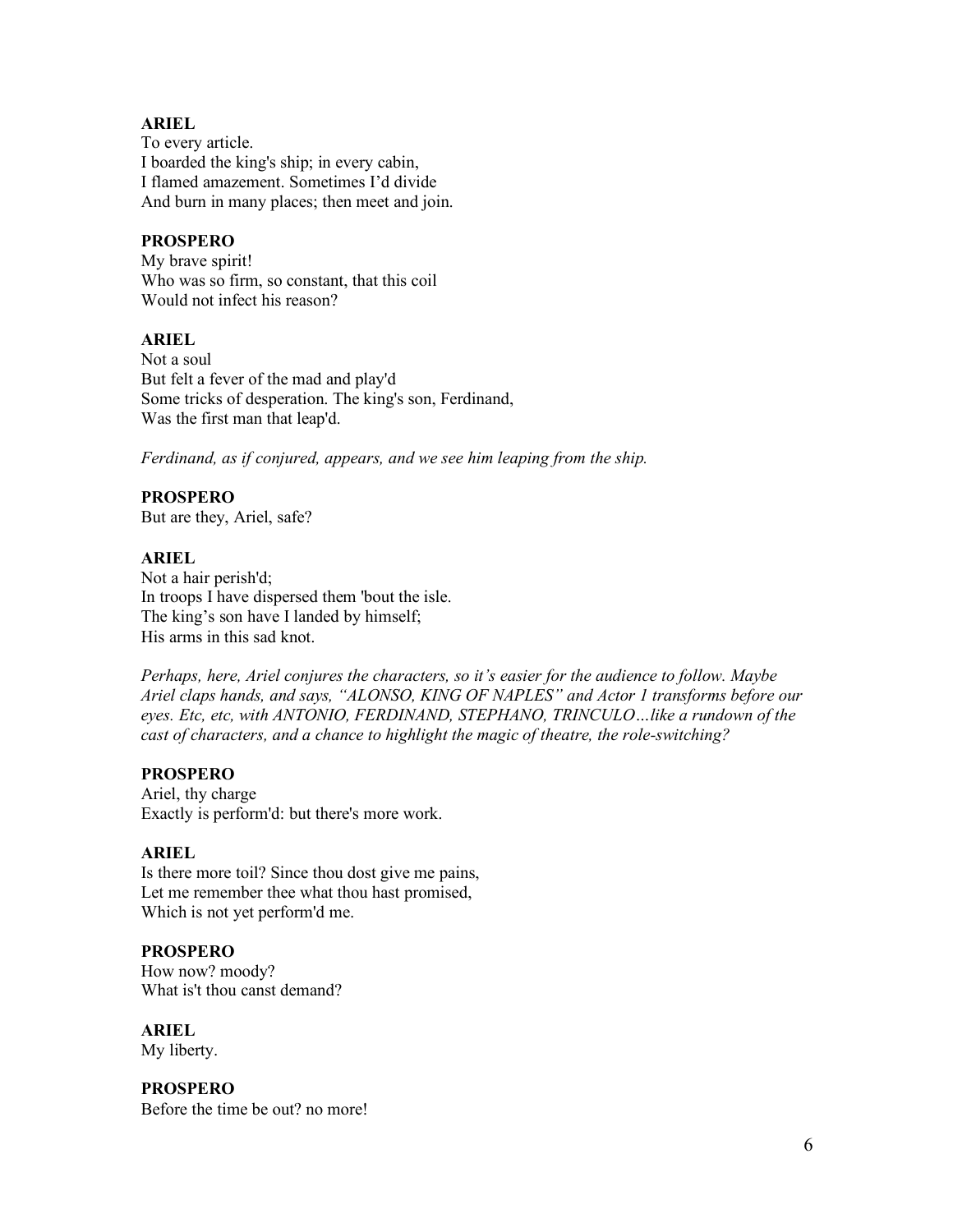**ARIEL**
To every article.
I boarded the king's ship; in every cabin,
I flamed amazement. Sometimes I'd divide
And burn in many places; then meet and join.

**PROSPERO**
My brave spirit!
Who was so firm, so constant, that this coil
Would not infect his reason?

**ARIEL**
Not a soul
But felt a fever of the mad and play'd
Some tricks of desperation. The king's son, Ferdinand,
Was the first man that leap'd.

*Ferdinand, as if conjured, appears, and we see him leaping from the ship.*

**PROSPERO**
But are they, Ariel, safe?

**ARIEL**
Not a hair perish'd;
In troops I have dispersed them 'bout the isle.
The king's son have I landed by himself;
His arms in this sad knot.

*Perhaps, here, Ariel conjures the characters, so it's easier for the audience to follow. Maybe Ariel claps hands, and says, "ALONSO, KING OF NAPLES" and Actor 1 transforms before our eyes. Etc, etc, with ANTONIO, FERDINAND, STEPHANO, TRINCULO…like a rundown of the cast of characters, and a chance to highlight the magic of theatre, the role-switching?*

**PROSPERO**
Ariel, thy charge
Exactly is perform'd: but there's more work.

**ARIEL**
Is there more toil? Since thou dost give me pains,
Let me remember thee what thou hast promised,
Which is not yet perform'd me.

**PROSPERO**
How now? moody?
What is't thou canst demand?

**ARIEL**
My liberty.

**PROSPERO**
Before the time be out? no more!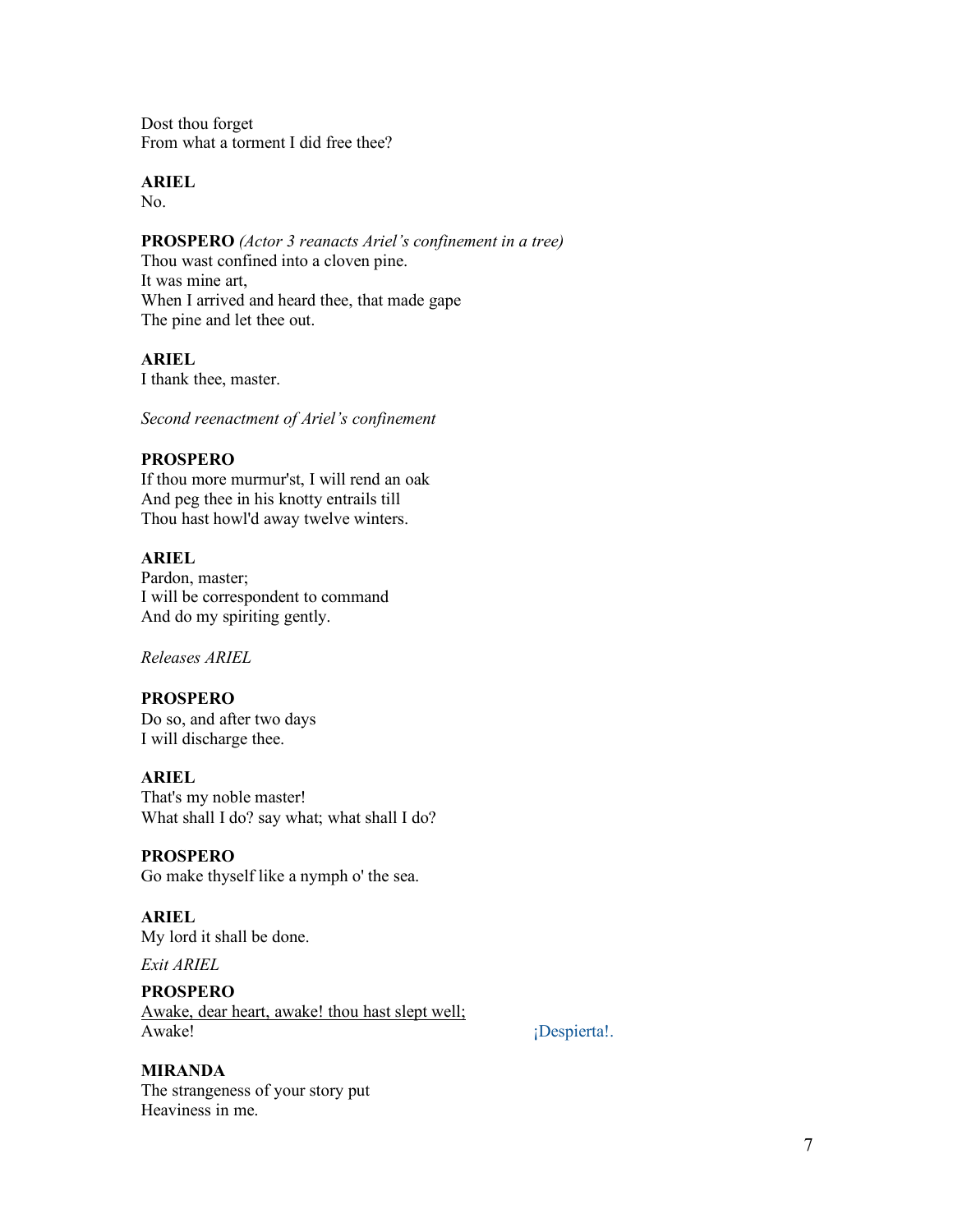Dost thou forget
From what a torment I did free thee?

**ARIEL**
No.

**PROSPERO** *(Actor 3 reanacts Ariel's confinement in a tree)*
Thou wast confined into a cloven pine.
It was mine art,
When I arrived and heard thee, that made gape
The pine and let thee out.

**ARIEL**
I thank thee, master.

*Second reenactment of Ariel's confinement*

**PROSPERO**
If thou more murmur'st, I will rend an oak
And peg thee in his knotty entrails till
Thou hast howl'd away twelve winters.

**ARIEL**
Pardon, master;
I will be correspondent to command
And do my spiriting gently.

*Releases ARIEL*

**PROSPERO**
Do so, and after two days
I will discharge thee.

**ARIEL**
That's my noble master!
What shall I do? say what; what shall I do?

**PROSPERO**
Go make thyself like a nymph o' the sea.

**ARIEL**
My lord it shall be done.

*Exit ARIEL*

**PROSPERO**
<u>Awake, dear heart, awake! thou hast slept well;</u>
Awake! ¡Despierta!.

**MIRANDA**
The strangeness of your story put
Heaviness in me.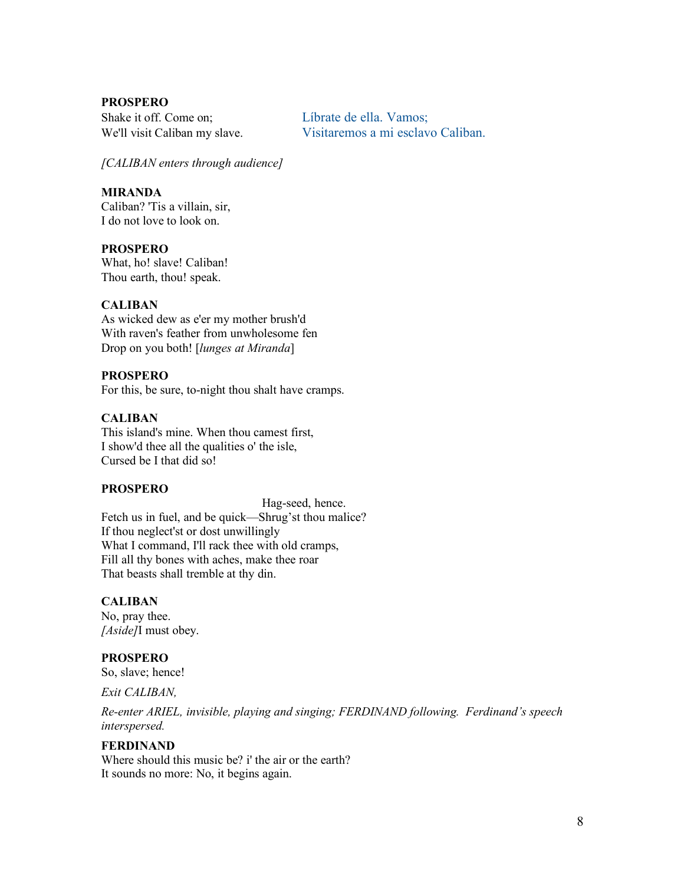**PROSPERO**

Shake it off. Come on;
We'll visit Caliban my slave.

Líbrate de ella. Vamos;
Visitaremos a mi esclavo Caliban.

*[CALIBAN enters through audience]*

**MIRANDA**

Caliban? 'Tis a villain, sir,
I do not love to look on.

**PROSPERO**

What, ho! slave! Caliban!
Thou earth, thou! speak.

**CALIBAN**

As wicked dew as e'er my mother brush'd
With raven's feather from unwholesome fen
Drop on you both! [*lunges at Miranda*]

**PROSPERO**

For this, be sure, to-night thou shalt have cramps.

**CALIBAN**

This island's mine. When thou camest first,
I show'd thee all the qualities o' the isle,
Cursed be I that did so!

**PROSPERO**

Hag-seed, hence.
Fetch us in fuel, and be quick—Shrug'st thou malice?
If thou neglect'st or dost unwillingly
What I command, I'll rack thee with old cramps,
Fill all thy bones with aches, make thee roar
That beasts shall tremble at thy din.

**CALIBAN**

No, pray thee.
*[Aside]*I must obey.

**PROSPERO**

So, slave; hence!

*Exit CALIBAN,*

*Re-enter ARIEL, invisible, playing and singing; FERDINAND following. Ferdinand's speech interspersed.*

**FERDINAND**

Where should this music be? i' the air or the earth?
It sounds no more: No, it begins again.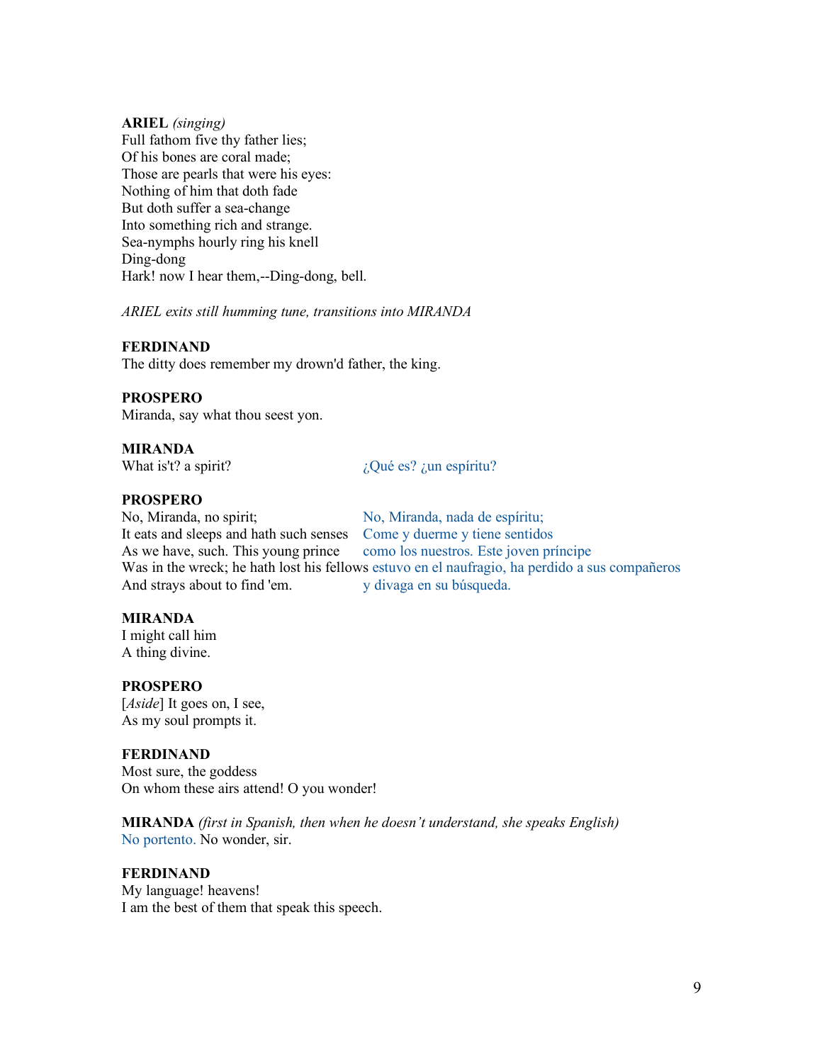**ARIEL** *(singing)*
Full fathom five thy father lies;
Of his bones are coral made;
Those are pearls that were his eyes:
Nothing of him that doth fade
But doth suffer a sea-change
Into something rich and strange.
Sea-nymphs hourly ring his knell
Ding-dong
Hark! now I hear them,--Ding-dong, bell.

*ARIEL exits still humming tune, transitions into MIRANDA*

**FERDINAND**
The ditty does remember my drown'd father, the king.

**PROSPERO**
Miranda, say what thou seest yon.

**MIRANDA**
What is't? a spirit? ¿Qué es? ¿un espíritu?

**PROSPERO**
No, Miranda, no spirit; No, Miranda, nada de espíritu;
It eats and sleeps and hath such senses Come y duerme y tiene sentidos
As we have, such. This young prince como los nuestros. Este joven príncipe
Was in the wreck; he hath lost his fellows estuvo en el naufragio, ha perdido a sus compañeros
And strays about to find 'em. y divaga en su búsqueda.

**MIRANDA**
I might call him
A thing divine.

**PROSPERO**
[*Aside*] It goes on, I see,
As my soul prompts it.

**FERDINAND**
Most sure, the goddess
On whom these airs attend! O you wonder!

**MIRANDA** *(first in Spanish, then when he doesn't understand, she speaks English)*
No portento. No wonder, sir.

**FERDINAND**
My language! heavens!
I am the best of them that speak this speech.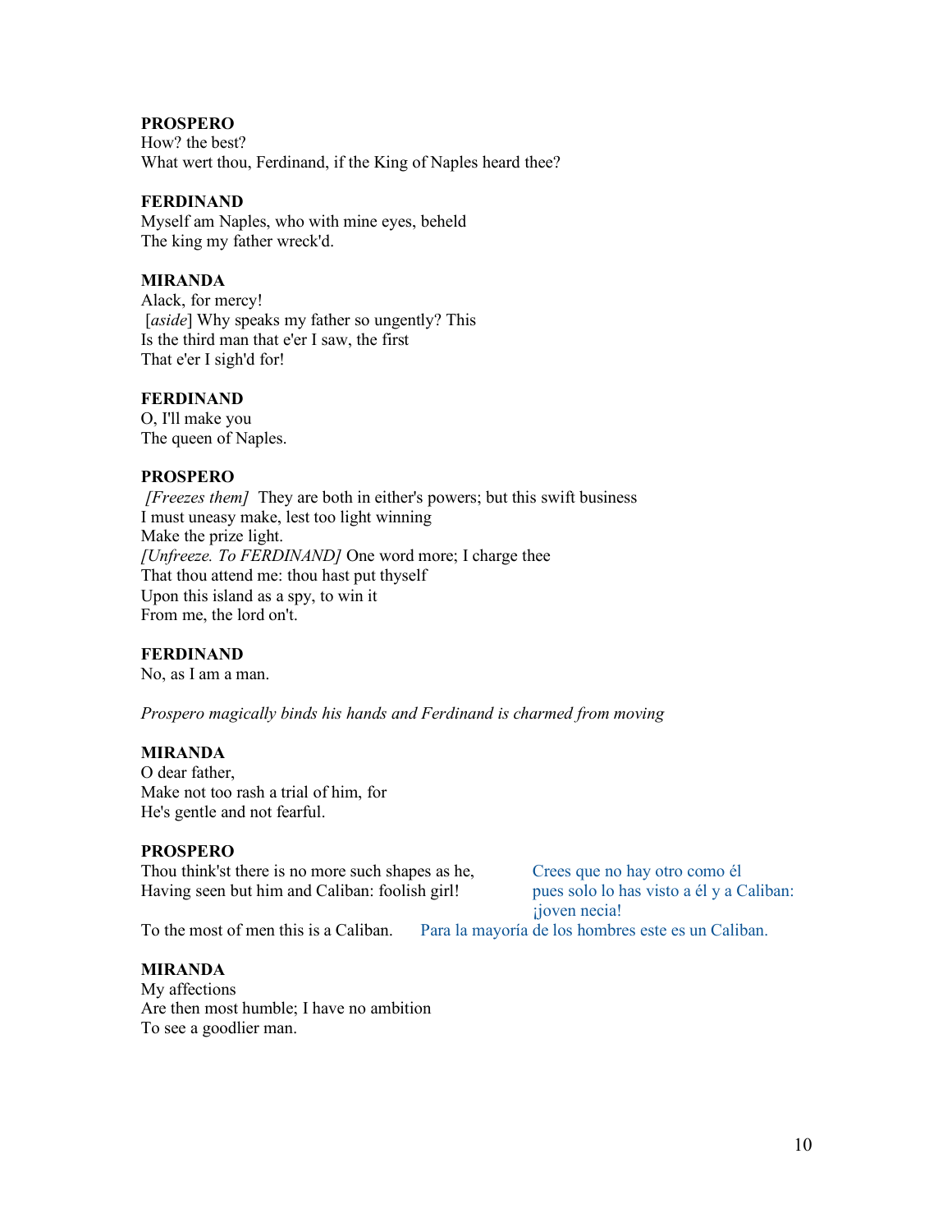**PROSPERO**
How? the best?
What wert thou, Ferdinand, if the King of Naples heard thee?

**FERDINAND**
Myself am Naples, who with mine eyes, beheld
The king my father wreck'd.

**MIRANDA**
Alack, for mercy!
[*aside*] Why speaks my father so ungently? This
Is the third man that e'er I saw, the first
That e'er I sigh'd for!

**FERDINAND**
O, I'll make you
The queen of Naples.

**PROSPERO**
*[Freezes them]* They are both in either's powers; but this swift business
I must uneasy make, lest too light winning
Make the prize light.
*[Unfreeze. To FERDINAND]* One word more; I charge thee
That thou attend me: thou hast put thyself
Upon this island as a spy, to win it
From me, the lord on't.

**FERDINAND**
No, as I am a man.

*Prospero magically binds his hands and Ferdinand is charmed from moving*

**MIRANDA**
O dear father,
Make not too rash a trial of him, for
He's gentle and not fearful.

**PROSPERO**
Thou think'st there is no more such shapes as he,
Having seen but him and Caliban: foolish girl!

Crees que no hay otro como él
pues solo lo has visto a él y a Caliban:
¡joven necia!

To the most of men this is a Caliban.

Para la mayoría de los hombres este es un Caliban.

**MIRANDA**
My affections
Are then most humble; I have no ambition
To see a goodlier man.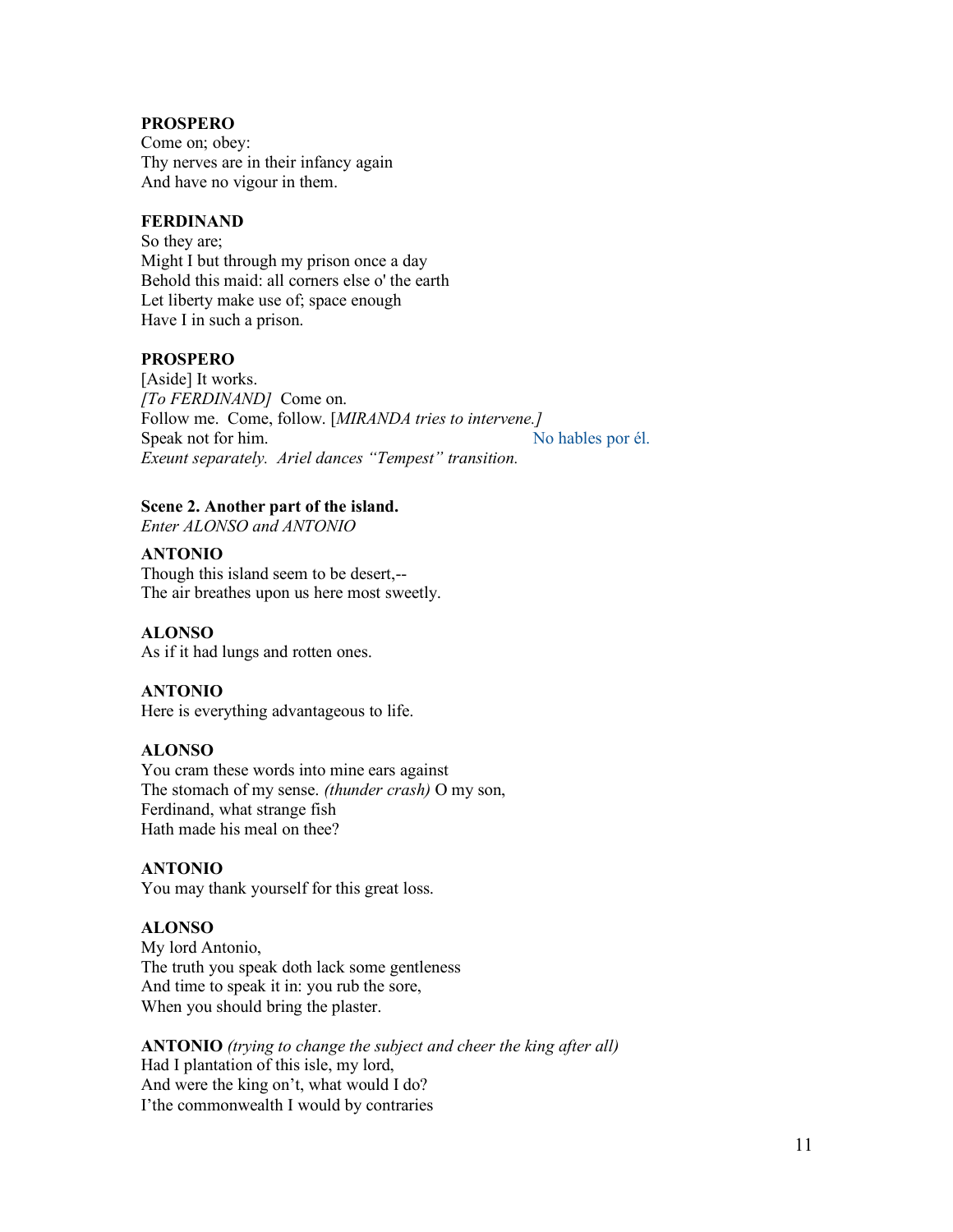**PROSPERO**
Come on; obey:
Thy nerves are in their infancy again
And have no vigour in them.

**FERDINAND**
So they are;
Might I but through my prison once a day
Behold this maid: all corners else o' the earth
Let liberty make use of; space enough
Have I in such a prison.

**PROSPERO**
[Aside] It works.
*[To FERDINAND]* Come on.
Follow me. Come, follow. [*MIRANDA tries to intervene.]*
Speak not for him. No hables por él.
*Exeunt separately. Ariel dances "Tempest" transition.*

**Scene 2. Another part of the island.**
*Enter ALONSO and ANTONIO*

**ANTONIO**
Though this island seem to be desert,--
The air breathes upon us here most sweetly.

**ALONSO**
As if it had lungs and rotten ones.

**ANTONIO**
Here is everything advantageous to life.

**ALONSO**
You cram these words into mine ears against
The stomach of my sense. *(thunder crash)* O my son,
Ferdinand, what strange fish
Hath made his meal on thee?

**ANTONIO**
You may thank yourself for this great loss.

**ALONSO**
My lord Antonio,
The truth you speak doth lack some gentleness
And time to speak it in: you rub the sore,
When you should bring the plaster.

**ANTONIO** *(trying to change the subject and cheer the king after all)*
Had I plantation of this isle, my lord,
And were the king on't, what would I do?
I'the commonwealth I would by contraries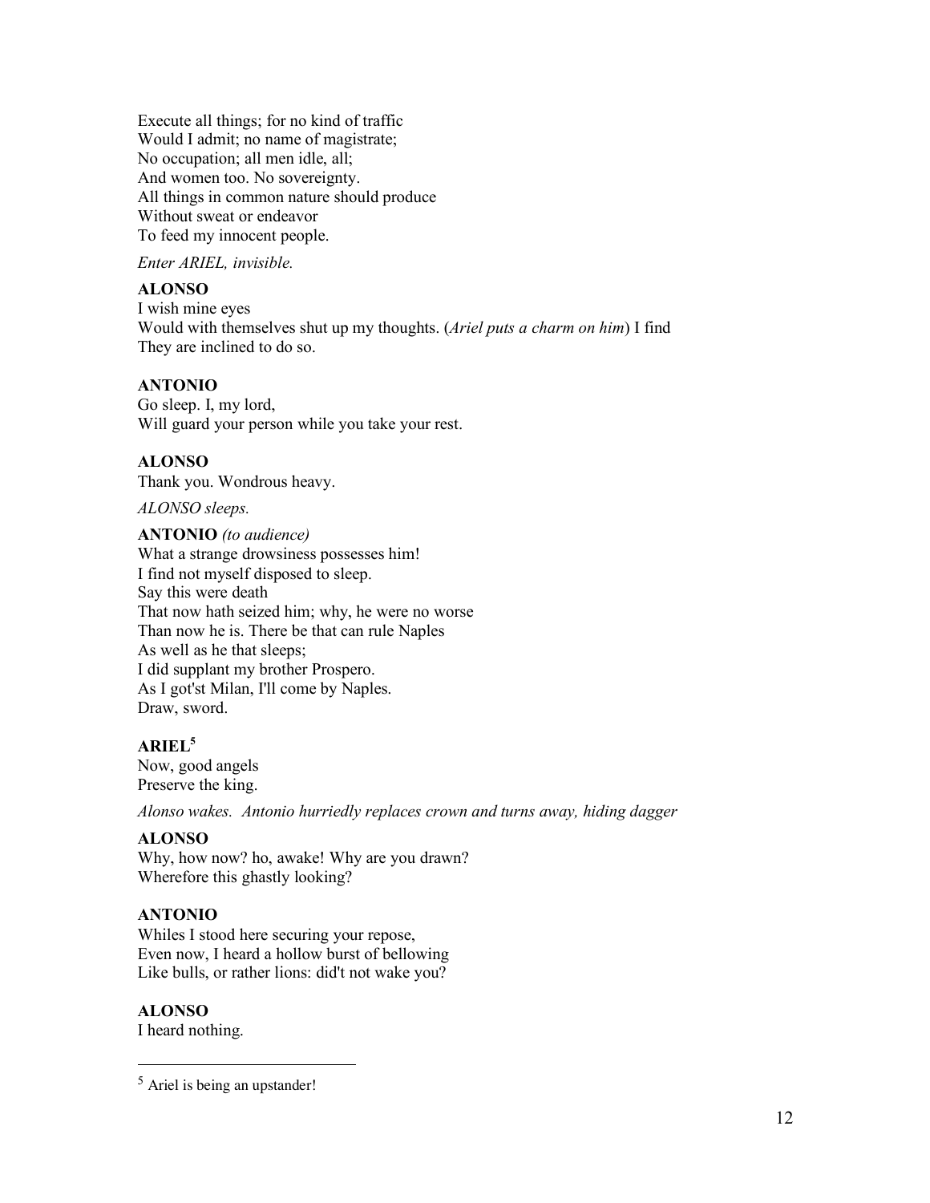Execute all things; for no kind of traffic
Would I admit; no name of magistrate;
No occupation; all men idle, all;
And women too. No sovereignty.
All things in common nature should produce
Without sweat or endeavor
To feed my innocent people.

*Enter ARIEL, invisible.*

**ALONSO**
I wish mine eyes
Would with themselves shut up my thoughts. (*Ariel puts a charm on him*) I find
They are inclined to do so.

**ANTONIO**
Go sleep. I, my lord,
Will guard your person while you take your rest.

**ALONSO**
Thank you. Wondrous heavy.

*ALONSO sleeps.*

**ANTONIO** *(to audience)*
What a strange drowsiness possesses him!
I find not myself disposed to sleep.
Say this were death
That now hath seized him; why, he were no worse
Than now he is. There be that can rule Naples
As well as he that sleeps;
I did supplant my brother Prospero.
As I got'st Milan, I'll come by Naples.
Draw, sword.

**ARIEL**[5]
Now, good angels
Preserve the king.

*Alonso wakes. Antonio hurriedly replaces crown and turns away, hiding dagger*

**ALONSO**
Why, how now? ho, awake! Why are you drawn?
Wherefore this ghastly looking?

**ANTONIO**
Whiles I stood here securing your repose,
Even now, I heard a hollow burst of bellowing
Like bulls, or rather lions: did't not wake you?

**ALONSO**
I heard nothing.

---

[5] Ariel is being an upstander!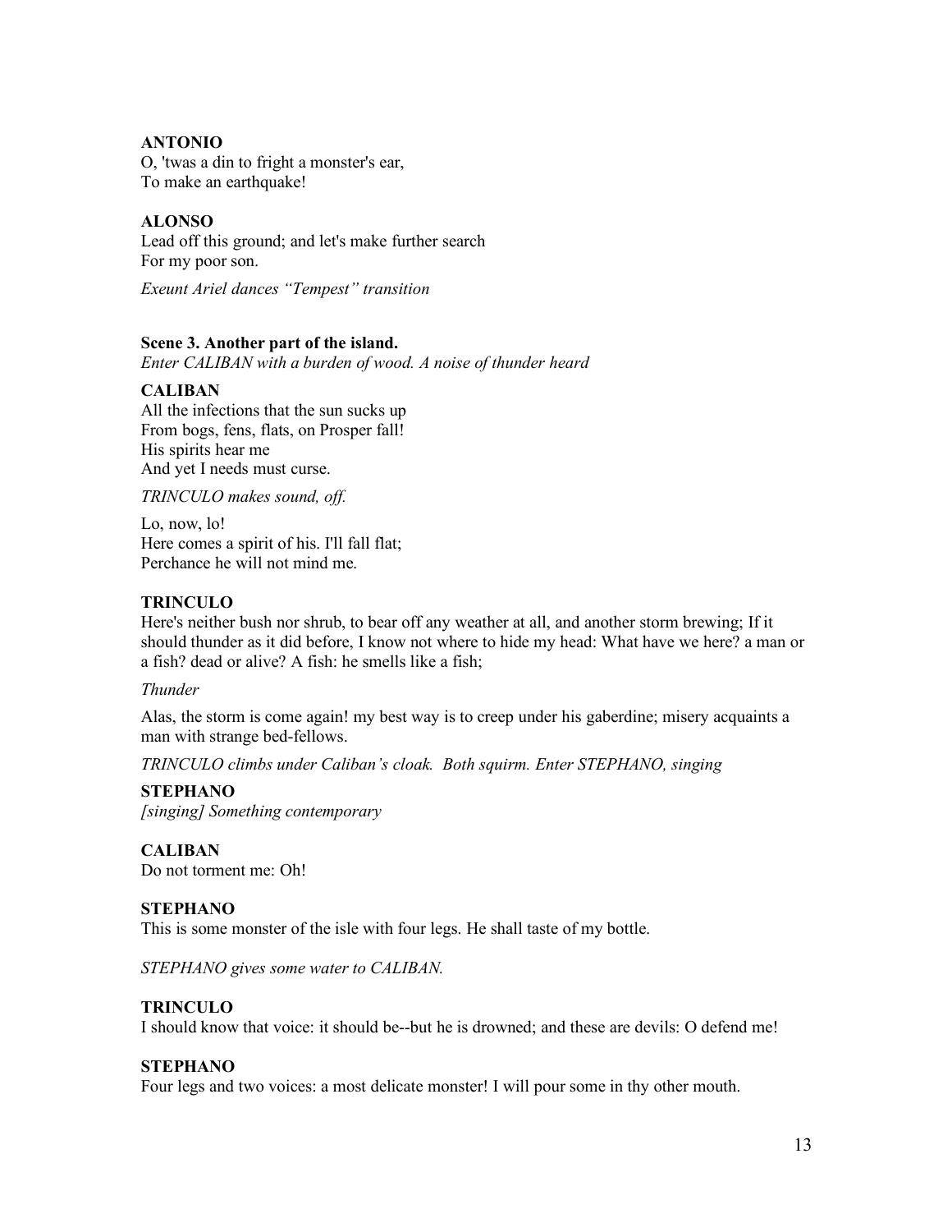**ANTONIO**
O, 'twas a din to fright a monster's ear,
To make an earthquake!

**ALONSO**
Lead off this ground; and let's make further search
For my poor son.

*Exeunt Ariel dances "Tempest" transition*

**Scene 3. Another part of the island.**
*Enter CALIBAN with a burden of wood. A noise of thunder heard*

**CALIBAN**
All the infections that the sun sucks up
From bogs, fens, flats, on Prosper fall!
His spirits hear me
And yet I needs must curse.

*TRINCULO makes sound, off.*

Lo, now, lo!
Here comes a spirit of his. I'll fall flat;
Perchance he will not mind me.

**TRINCULO**
Here's neither bush nor shrub, to bear off any weather at all, and another storm brewing; If it should thunder as it did before, I know not where to hide my head: What have we here? a man or a fish? dead or alive? A fish: he smells like a fish;

*Thunder*

Alas, the storm is come again! my best way is to creep under his gaberdine; misery acquaints a man with strange bed-fellows.

*TRINCULO climbs under Caliban's cloak. Both squirm. Enter STEPHANO, singing*

**STEPHANO**
*[singing] Something contemporary*

**CALIBAN**
Do not torment me: Oh!

**STEPHANO**
This is some monster of the isle with four legs. He shall taste of my bottle.

*STEPHANO gives some water to CALIBAN.*

**TRINCULO**
I should know that voice: it should be--but he is drowned; and these are devils: O defend me!

**STEPHANO**
Four legs and two voices: a most delicate monster! I will pour some in thy other mouth.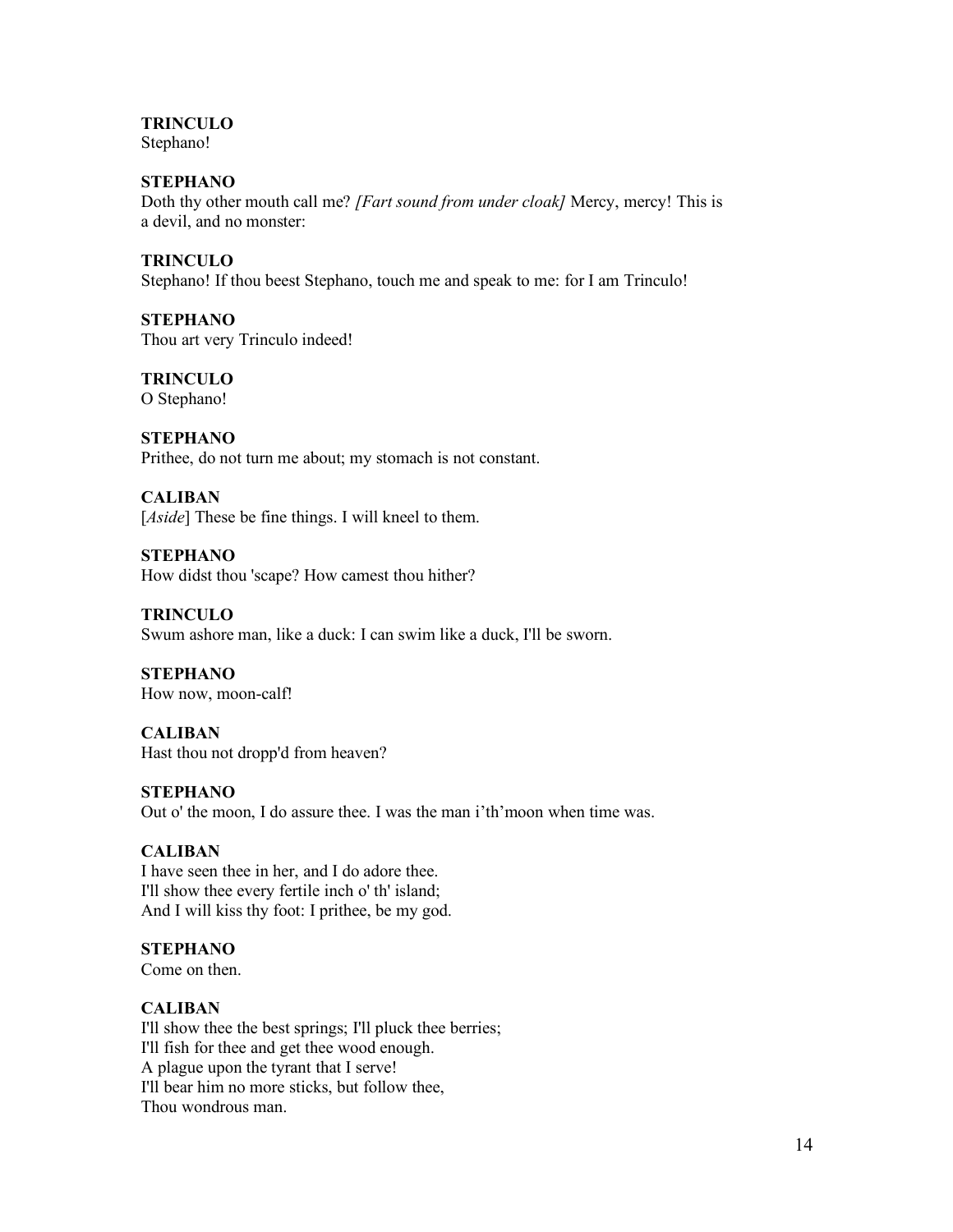**TRINCULO**
Stephano!

**STEPHANO**
Doth thy other mouth call me? *[Fart sound from under cloak]* Mercy, mercy! This is a devil, and no monster:

**TRINCULO**
Stephano! If thou beest Stephano, touch me and speak to me: for I am Trinculo!

**STEPHANO**
Thou art very Trinculo indeed!

**TRINCULO**
O Stephano!

**STEPHANO**
Prithee, do not turn me about; my stomach is not constant.

**CALIBAN**
[*Aside*] These be fine things. I will kneel to them.

**STEPHANO**
How didst thou 'scape? How camest thou hither?

**TRINCULO**
Swum ashore man, like a duck: I can swim like a duck, I'll be sworn.

**STEPHANO**
How now, moon-calf!

**CALIBAN**
Hast thou not dropp'd from heaven?

**STEPHANO**
Out o' the moon, I do assure thee. I was the man i'th'moon when time was.

**CALIBAN**
I have seen thee in her, and I do adore thee.
I'll show thee every fertile inch o' th' island;
And I will kiss thy foot: I prithee, be my god.

**STEPHANO**
Come on then.

**CALIBAN**
I'll show thee the best springs; I'll pluck thee berries;
I'll fish for thee and get thee wood enough.
A plague upon the tyrant that I serve!
I'll bear him no more sticks, but follow thee,
Thou wondrous man.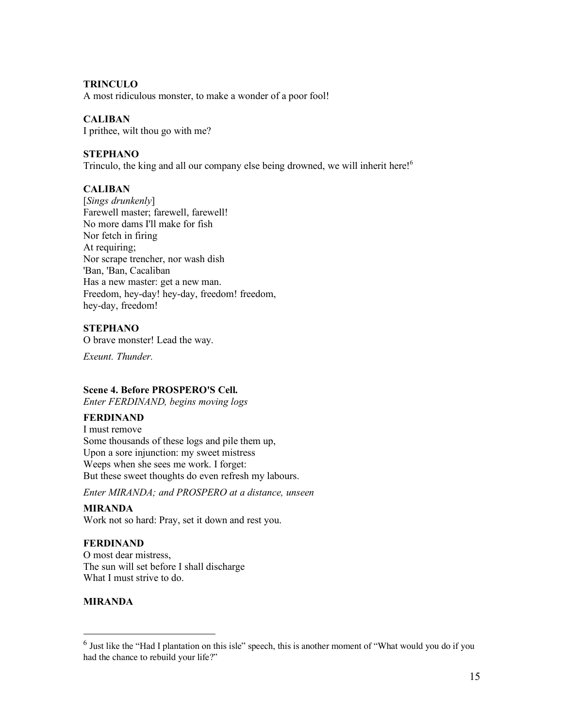**TRINCULO**
A most ridiculous monster, to make a wonder of a poor fool!

**CALIBAN**
I prithee, wilt thou go with me?

**STEPHANO**
Trinculo, the king and all our company else being drowned, we will inherit here![6]

**CALIBAN**
[*Sings drunkenly*]
Farewell master; farewell, farewell!
No more dams I'll make for fish
Nor fetch in firing
At requiring;
Nor scrape trencher, nor wash dish
'Ban, 'Ban, Cacaliban
Has a new master: get a new man.
Freedom, hey-day! hey-day, freedom! freedom,
hey-day, freedom!

**STEPHANO**
O brave monster! Lead the way.

*Exeunt. Thunder.*

**Scene 4. Before PROSPERO'S Cell.**
*Enter FERDINAND, begins moving logs*

**FERDINAND**
I must remove
Some thousands of these logs and pile them up,
Upon a sore injunction: my sweet mistress
Weeps when she sees me work. I forget:
But these sweet thoughts do even refresh my labours.

*Enter MIRANDA; and PROSPERO at a distance, unseen*

**MIRANDA**
Work not so hard: Pray, set it down and rest you.

**FERDINAND**
O most dear mistress,
The sun will set before I shall discharge
What I must strive to do.

**MIRANDA**

---

[6] Just like the "Had I plantation on this isle" speech, this is another moment of "What would you do if you had the chance to rebuild your life?"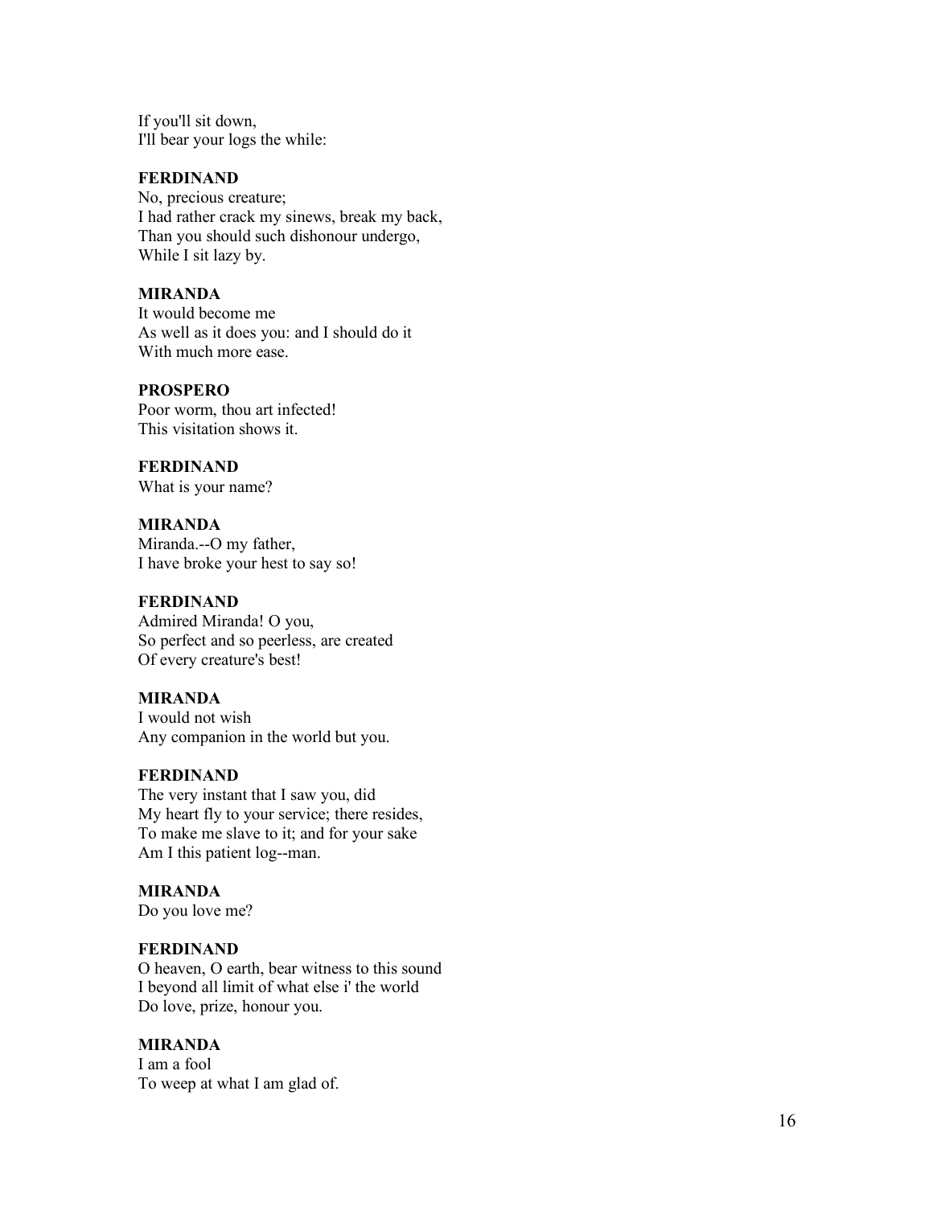If you'll sit down,
I'll bear your logs the while:

**FERDINAND**
No, precious creature;
I had rather crack my sinews, break my back,
Than you should such dishonour undergo,
While I sit lazy by.

**MIRANDA**
It would become me
As well as it does you: and I should do it
With much more ease.

**PROSPERO**
Poor worm, thou art infected!
This visitation shows it.

**FERDINAND**
What is your name?

**MIRANDA**
Miranda.--O my father,
I have broke your hest to say so!

**FERDINAND**
Admired Miranda! O you,
So perfect and so peerless, are created
Of every creature's best!

**MIRANDA**
I would not wish
Any companion in the world but you.

**FERDINAND**
The very instant that I saw you, did
My heart fly to your service; there resides,
To make me slave to it; and for your sake
Am I this patient log--man.

**MIRANDA**
Do you love me?

**FERDINAND**
O heaven, O earth, bear witness to this sound
I beyond all limit of what else i' the world
Do love, prize, honour you.

**MIRANDA**
I am a fool
To weep at what I am glad of.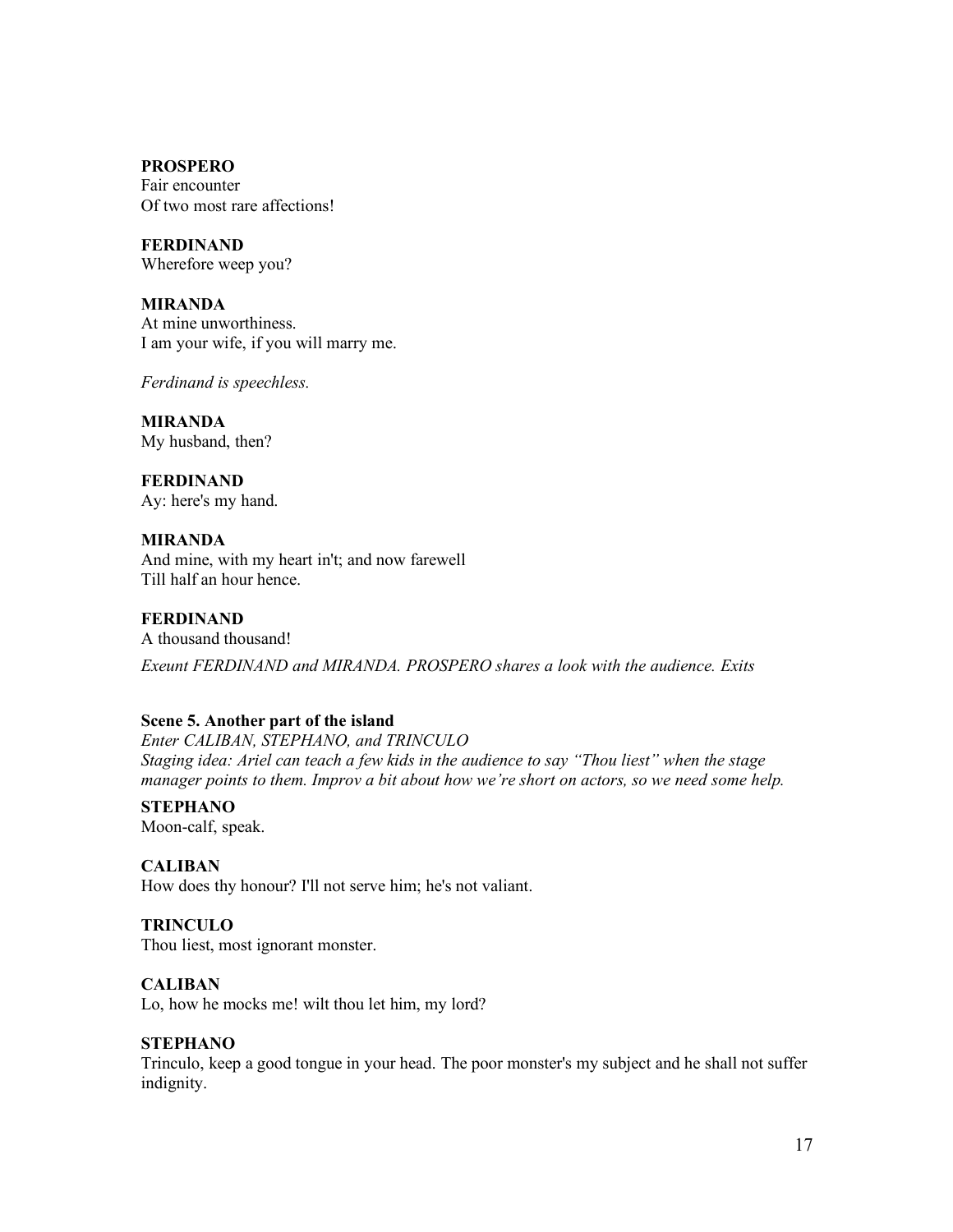**PROSPERO**
Fair encounter
Of two most rare affections!

**FERDINAND**
Wherefore weep you?

**MIRANDA**
At mine unworthiness.
I am your wife, if you will marry me.

*Ferdinand is speechless.*

**MIRANDA**
My husband, then?

**FERDINAND**
Ay: here's my hand.

**MIRANDA**
And mine, with my heart in't; and now farewell
Till half an hour hence.

**FERDINAND**
A thousand thousand!

*Exeunt FERDINAND and MIRANDA. PROSPERO shares a look with the audience. Exits*

**Scene 5. Another part of the island**
*Enter CALIBAN, STEPHANO, and TRINCULO*
*Staging idea: Ariel can teach a few kids in the audience to say "Thou liest" when the stage manager points to them. Improv a bit about how we're short on actors, so we need some help.*

**STEPHANO**
Moon-calf, speak.

**CALIBAN**
How does thy honour? I'll not serve him; he's not valiant.

**TRINCULO**
Thou liest, most ignorant monster.

**CALIBAN**
Lo, how he mocks me! wilt thou let him, my lord?

**STEPHANO**
Trinculo, keep a good tongue in your head. The poor monster's my subject and he shall not suffer indignity.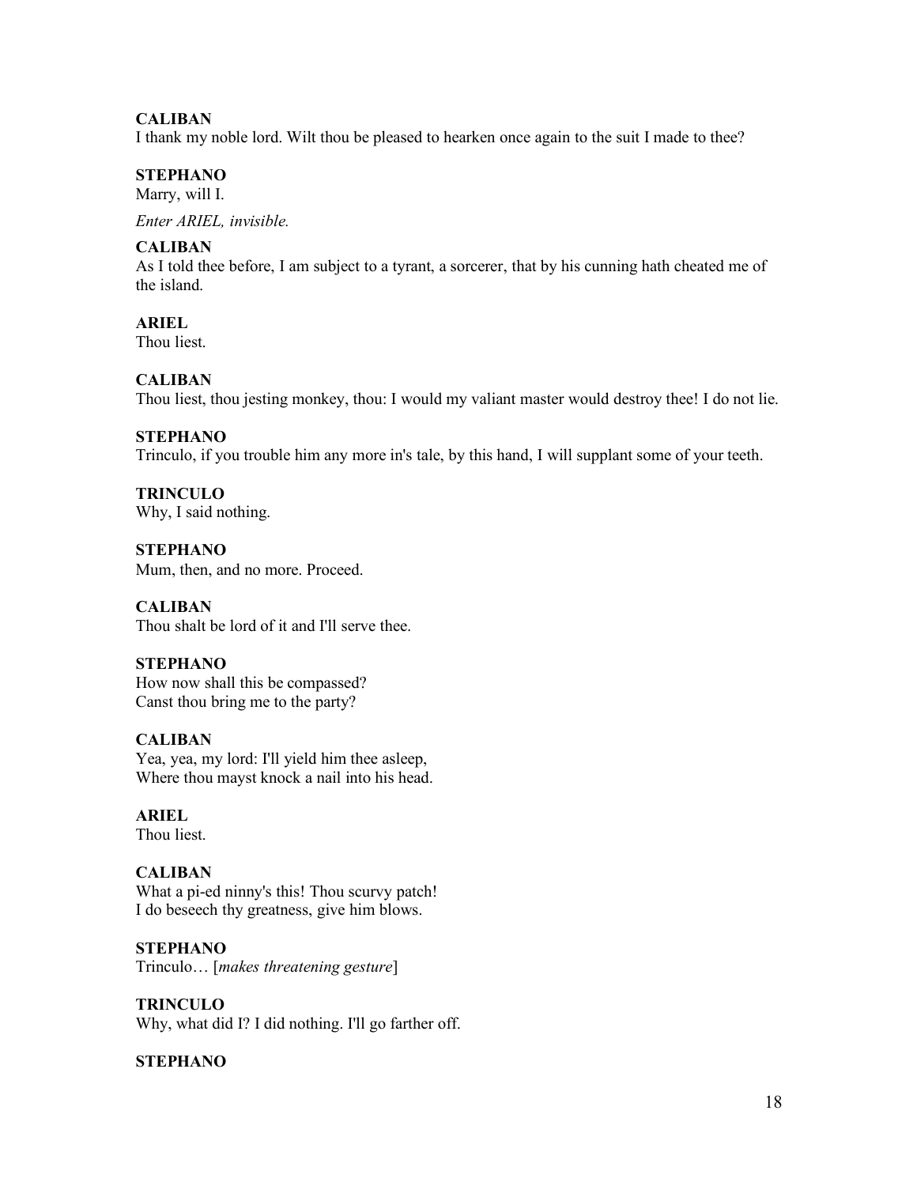**CALIBAN**
I thank my noble lord. Wilt thou be pleased to hearken once again to the suit I made to thee?

**STEPHANO**
Marry, will I.

*Enter ARIEL, invisible.*

**CALIBAN**
As I told thee before, I am subject to a tyrant, a sorcerer, that by his cunning hath cheated me of the island.

**ARIEL**
Thou liest.

**CALIBAN**
Thou liest, thou jesting monkey, thou: I would my valiant master would destroy thee! I do not lie.

**STEPHANO**
Trinculo, if you trouble him any more in's tale, by this hand, I will supplant some of your teeth.

**TRINCULO**
Why, I said nothing.

**STEPHANO**
Mum, then, and no more. Proceed.

**CALIBAN**
Thou shalt be lord of it and I'll serve thee.

**STEPHANO**
How now shall this be compassed?
Canst thou bring me to the party?

**CALIBAN**
Yea, yea, my lord: I'll yield him thee asleep,
Where thou mayst knock a nail into his head.

**ARIEL**
Thou liest.

**CALIBAN**
What a pi-ed ninny's this! Thou scurvy patch!
I do beseech thy greatness, give him blows.

**STEPHANO**
Trinculo… [*makes threatening gesture*]

**TRINCULO**
Why, what did I? I did nothing. I'll go farther off.

**STEPHANO**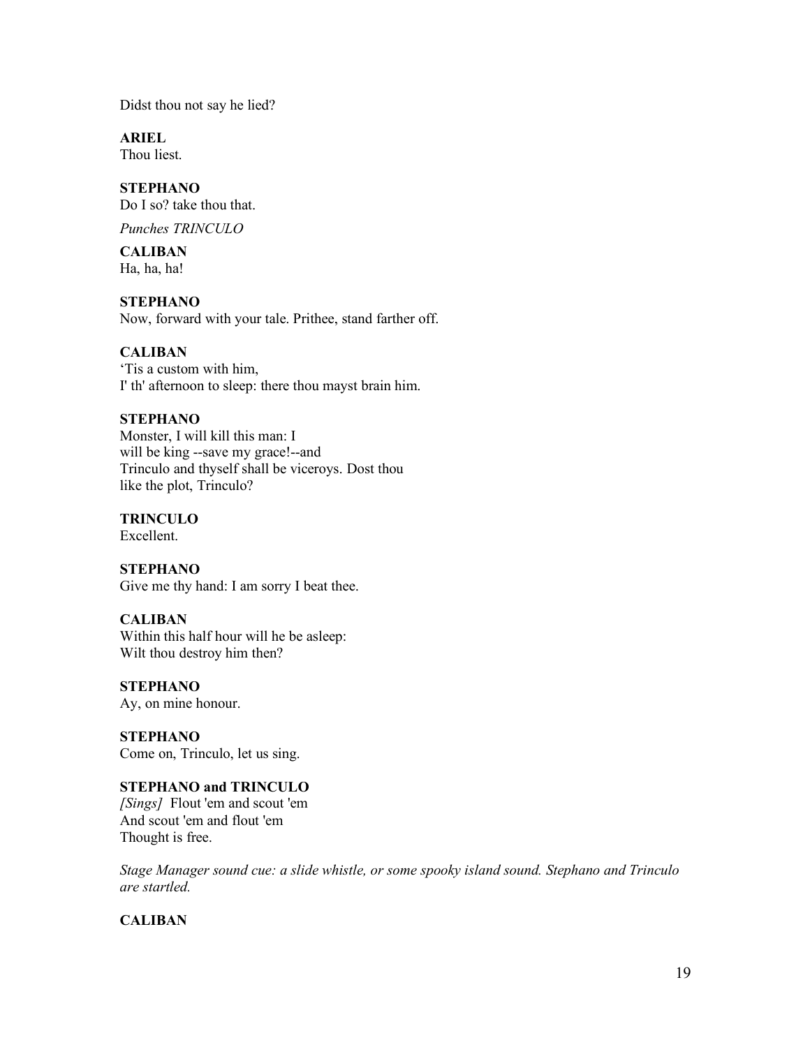Didst thou not say he lied?

**ARIEL**
Thou liest.

**STEPHANO**
Do I so? take thou that.

*Punches TRINCULO*

**CALIBAN**
Ha, ha, ha!

**STEPHANO**
Now, forward with your tale. Prithee, stand farther off.

**CALIBAN**
'Tis a custom with him,
I' th' afternoon to sleep: there thou mayst brain him.

**STEPHANO**
Monster, I will kill this man: I
will be king --save my grace!--and
Trinculo and thyself shall be viceroys. Dost thou
like the plot, Trinculo?

**TRINCULO**
Excellent.

**STEPHANO**
Give me thy hand: I am sorry I beat thee.

**CALIBAN**
Within this half hour will he be asleep:
Wilt thou destroy him then?

**STEPHANO**
Ay, on mine honour.

**STEPHANO**
Come on, Trinculo, let us sing.

**STEPHANO and TRINCULO**
*[Sings]* Flout 'em and scout 'em
And scout 'em and flout 'em
Thought is free.

*Stage Manager sound cue: a slide whistle, or some spooky island sound. Stephano and Trinculo are startled.*

**CALIBAN**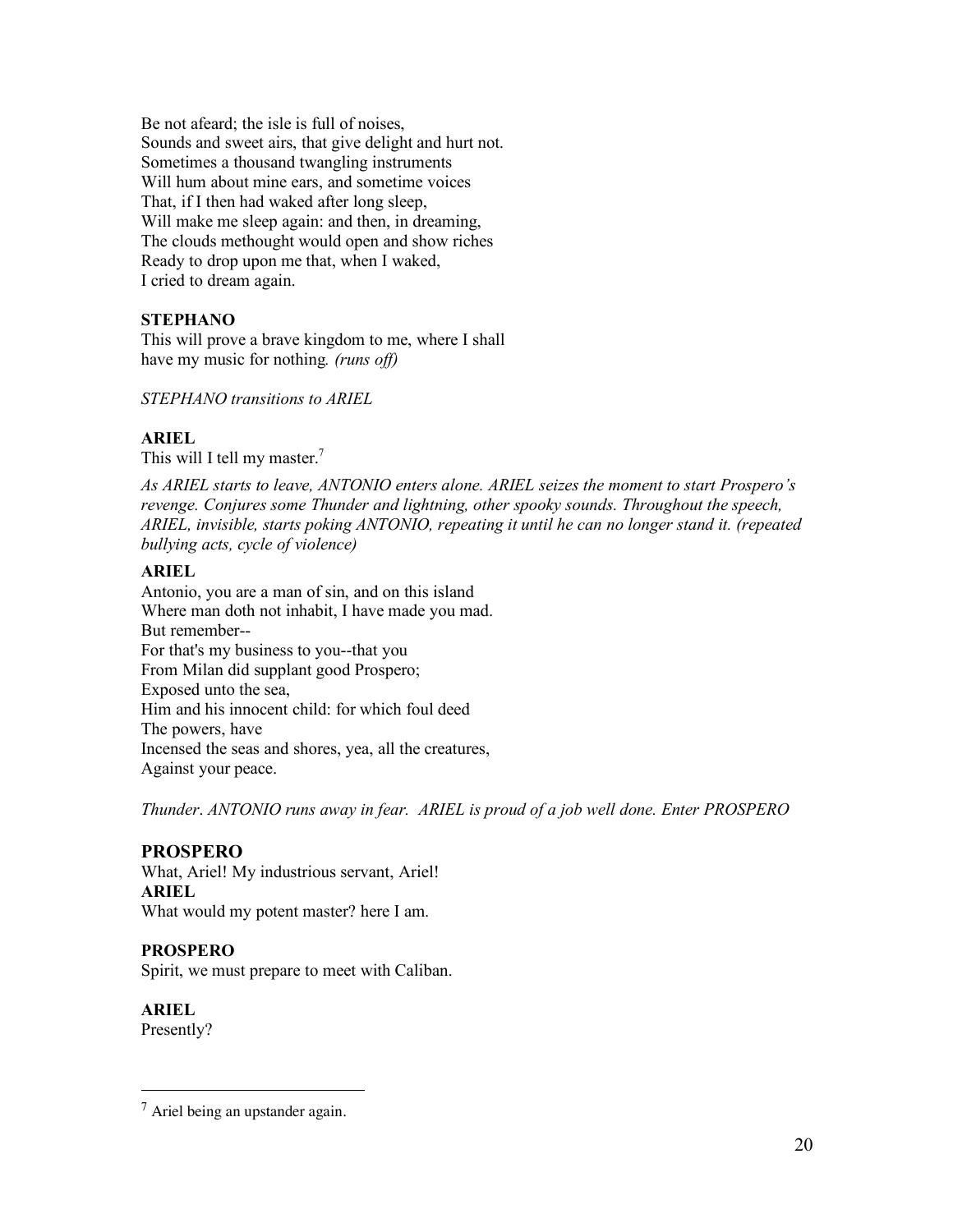Be not afeard; the isle is full of noises,
Sounds and sweet airs, that give delight and hurt not.
Sometimes a thousand twangling instruments
Will hum about mine ears, and sometime voices
That, if I then had waked after long sleep,
Will make me sleep again: and then, in dreaming,
The clouds methought would open and show riches
Ready to drop upon me that, when I waked,
I cried to dream again.

**STEPHANO**
This will prove a brave kingdom to me, where I shall
have my music for nothing. *(runs off)*

*STEPHANO transitions to ARIEL*

**ARIEL**
This will I tell my master.[7]

*As ARIEL starts to leave, ANTONIO enters alone. ARIEL seizes the moment to start Prospero's revenge. Conjures some Thunder and lightning, other spooky sounds. Throughout the speech, ARIEL, invisible, starts poking ANTONIO, repeating it until he can no longer stand it. (repeated bullying acts, cycle of violence)*

**ARIEL**
Antonio, you are a man of sin, and on this island
Where man doth not inhabit, I have made you mad.
But remember--
For that's my business to you--that you
From Milan did supplant good Prospero;
Exposed unto the sea,
Him and his innocent child: for which foul deed
The powers, have
Incensed the seas and shores, yea, all the creatures,
Against your peace.

*Thunder. ANTONIO runs away in fear. ARIEL is proud of a job well done. Enter PROSPERO*

**PROSPERO**
What, Ariel! My industrious servant, Ariel!

**ARIEL**
What would my potent master? here I am.

**PROSPERO**
Spirit, we must prepare to meet with Caliban.

**ARIEL**
Presently?

---

[7] Ariel being an upstander again.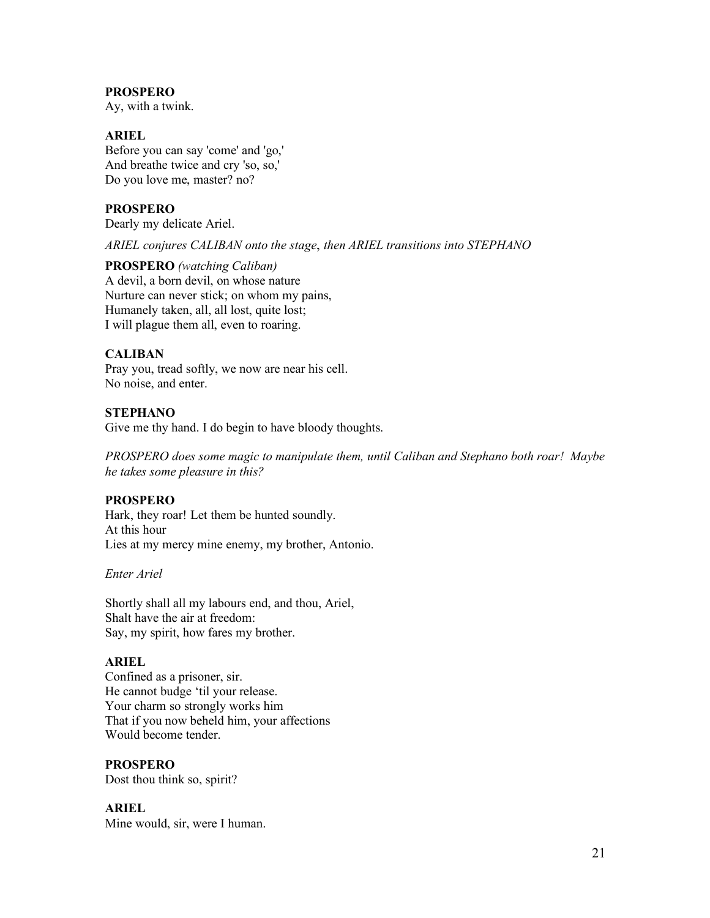**PROSPERO**
Ay, with a twink.

**ARIEL**
Before you can say 'come' and 'go,'
And breathe twice and cry 'so, so,'
Do you love me, master? no?

**PROSPERO**
Dearly my delicate Ariel.

*ARIEL conjures CALIBAN onto the stage, then ARIEL transitions into STEPHANO*

**PROSPERO** *(watching Caliban)*
A devil, a born devil, on whose nature
Nurture can never stick; on whom my pains,
Humanely taken, all, all lost, quite lost;
I will plague them all, even to roaring.

**CALIBAN**
Pray you, tread softly, we now are near his cell.
No noise, and enter.

**STEPHANO**
Give me thy hand. I do begin to have bloody thoughts.

*PROSPERO does some magic to manipulate them, until Caliban and Stephano both roar! Maybe he takes some pleasure in this?*

**PROSPERO**
Hark, they roar! Let them be hunted soundly.
At this hour
Lies at my mercy mine enemy, my brother, Antonio.

*Enter Ariel*

Shortly shall all my labours end, and thou, Ariel,
Shalt have the air at freedom:
Say, my spirit, how fares my brother.

**ARIEL**
Confined as a prisoner, sir.
He cannot budge 'til your release.
Your charm so strongly works him
That if you now beheld him, your affections
Would become tender.

**PROSPERO**
Dost thou think so, spirit?

**ARIEL**
Mine would, sir, were I human.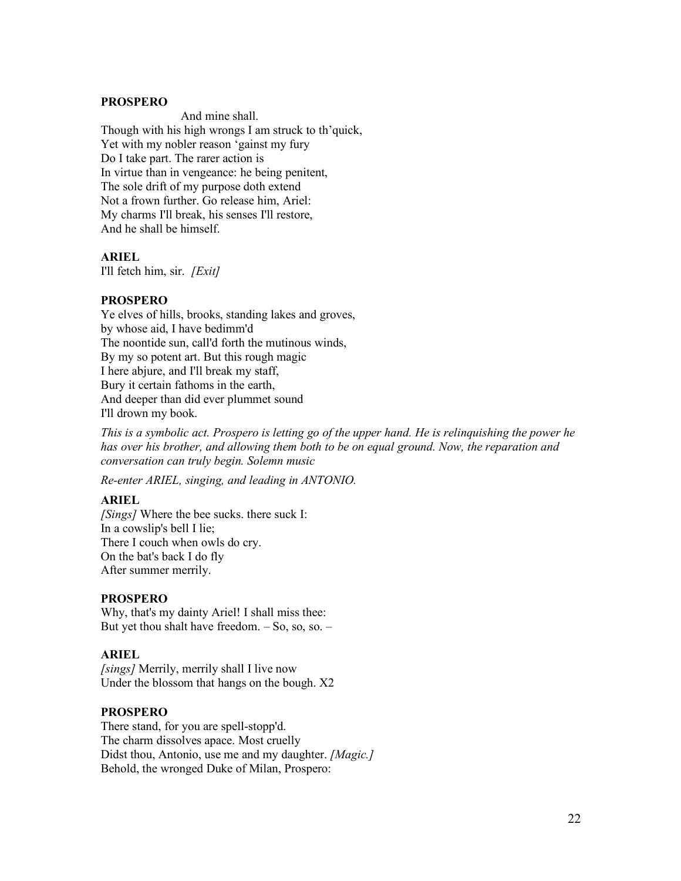**PROSPERO**

And mine shall.
Though with his high wrongs I am struck to th'quick,
Yet with my nobler reason 'gainst my fury
Do I take part. The rarer action is
In virtue than in vengeance: he being penitent,
The sole drift of my purpose doth extend
Not a frown further. Go release him, Ariel:
My charms I'll break, his senses I'll restore,
And he shall be himself.

**ARIEL**

I'll fetch him, sir. *[Exit]*

**PROSPERO**

Ye elves of hills, brooks, standing lakes and groves,
by whose aid, I have bedimm'd
The noontide sun, call'd forth the mutinous winds,
By my so potent art. But this rough magic
I here abjure, and I'll break my staff,
Bury it certain fathoms in the earth,
And deeper than did ever plummet sound
I'll drown my book.

*This is a symbolic act. Prospero is letting go of the upper hand. He is relinquishing the power he has over his brother, and allowing them both to be on equal ground. Now, the reparation and conversation can truly begin. Solemn music*

*Re-enter ARIEL, singing, and leading in ANTONIO.*

**ARIEL**

*[Sings]* Where the bee sucks. there suck I:
In a cowslip's bell I lie;
There I couch when owls do cry.
On the bat's back I do fly
After summer merrily.

**PROSPERO**

Why, that's my dainty Ariel! I shall miss thee:
But yet thou shalt have freedom. – So, so, so. –

**ARIEL**

*[sings]* Merrily, merrily shall I live now
Under the blossom that hangs on the bough. X2

**PROSPERO**

There stand, for you are spell-stopp'd.
The charm dissolves apace. Most cruelly
Didst thou, Antonio, use me and my daughter. *[Magic.]*
Behold, the wronged Duke of Milan, Prospero: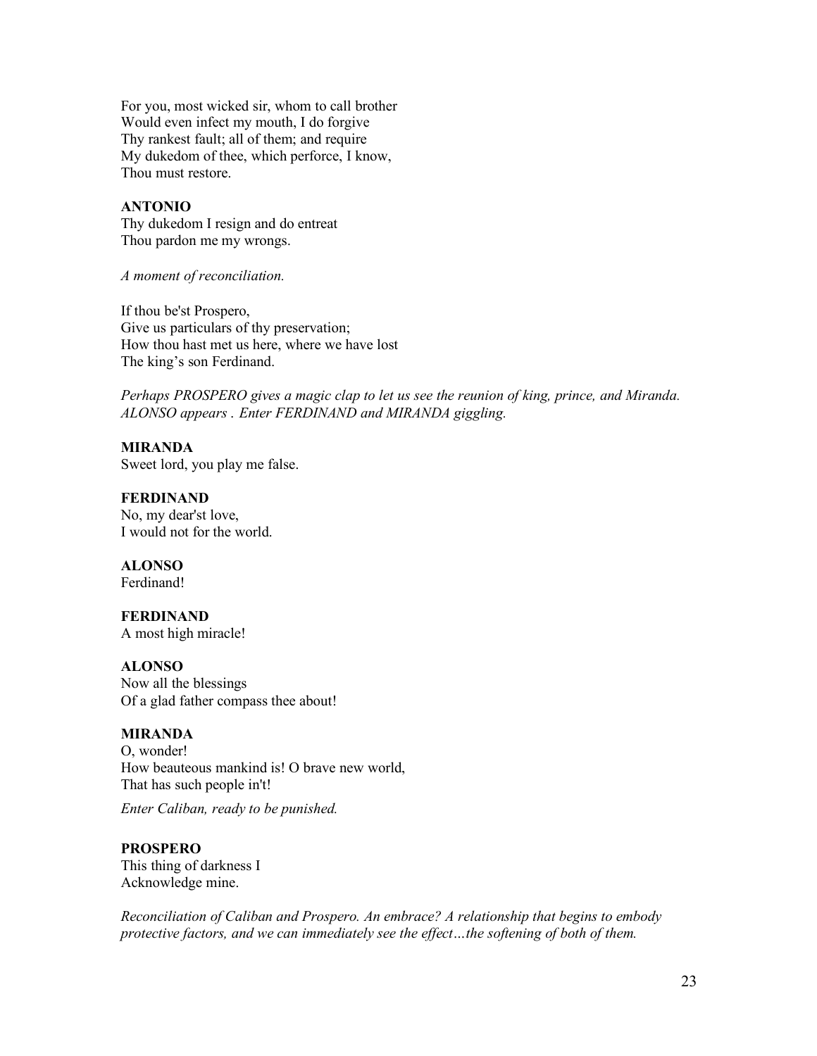For you, most wicked sir, whom to call brother
Would even infect my mouth, I do forgive
Thy rankest fault; all of them; and require
My dukedom of thee, which perforce, I know,
Thou must restore.

**ANTONIO**
Thy dukedom I resign and do entreat
Thou pardon me my wrongs.

*A moment of reconciliation.*

If thou be'st Prospero,
Give us particulars of thy preservation;
How thou hast met us here, where we have lost
The king's son Ferdinand.

*Perhaps PROSPERO gives a magic clap to let us see the reunion of king, prince, and Miranda. ALONSO appears . Enter FERDINAND and MIRANDA giggling.*

**MIRANDA**
Sweet lord, you play me false.

**FERDINAND**
No, my dear'st love,
I would not for the world.

**ALONSO**
Ferdinand!

**FERDINAND**
A most high miracle!

**ALONSO**
Now all the blessings
Of a glad father compass thee about!

**MIRANDA**
O, wonder!
How beauteous mankind is! O brave new world,
That has such people in't!

*Enter Caliban, ready to be punished.*

**PROSPERO**
This thing of darkness I
Acknowledge mine.

*Reconciliation of Caliban and Prospero. An embrace? A relationship that begins to embody protective factors, and we can immediately see the effect…the softening of both of them.*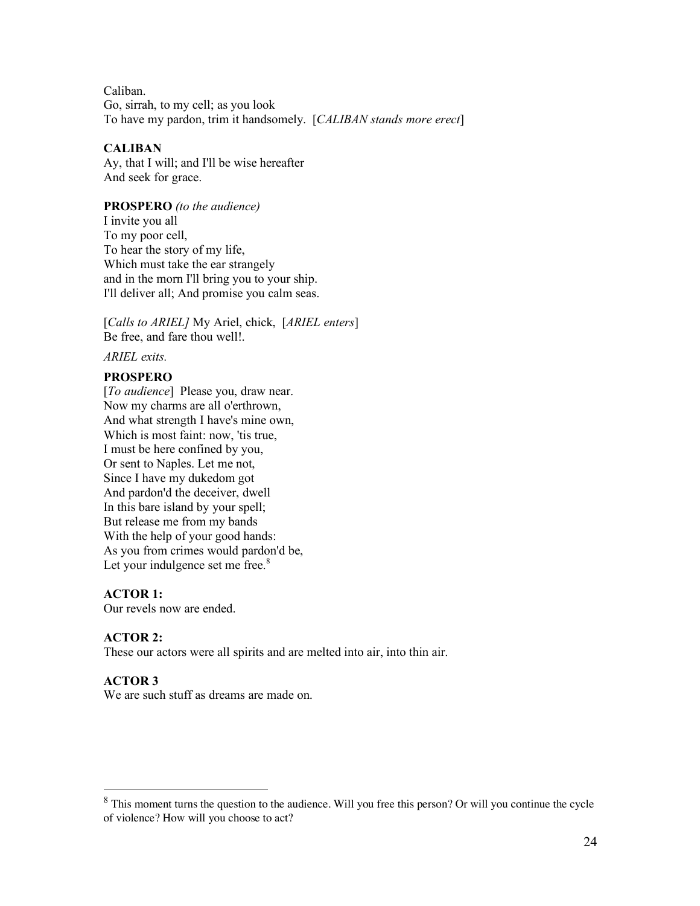Caliban.
Go, sirrah, to my cell; as you look
To have my pardon, trim it handsomely. [*CALIBAN stands more erect*]

**CALIBAN**
Ay, that I will; and I'll be wise hereafter
And seek for grace.

**PROSPERO** *(to the audience)*
I invite you all
To my poor cell,
To hear the story of my life,
Which must take the ear strangely
and in the morn I'll bring you to your ship.
I'll deliver all; And promise you calm seas.

[*Calls to ARIEL]* My Ariel, chick, [*ARIEL enters*]
Be free, and fare thou well!.

*ARIEL exits.*

**PROSPERO**
[*To audience*] Please you, draw near.
Now my charms are all o'erthrown,
And what strength I have's mine own,
Which is most faint: now, 'tis true,
I must be here confined by you,
Or sent to Naples. Let me not,
Since I have my dukedom got
And pardon'd the deceiver, dwell
In this bare island by your spell;
But release me from my bands
With the help of your good hands:
As you from crimes would pardon'd be,
Let your indulgence set me free.[8]

**ACTOR 1:**
Our revels now are ended.

**ACTOR 2:**
These our actors were all spirits and are melted into air, into thin air.

**ACTOR 3**
We are such stuff as dreams are made on.

---

[8] This moment turns the question to the audience. Will you free this person? Or will you continue the cycle of violence? How will you choose to act?